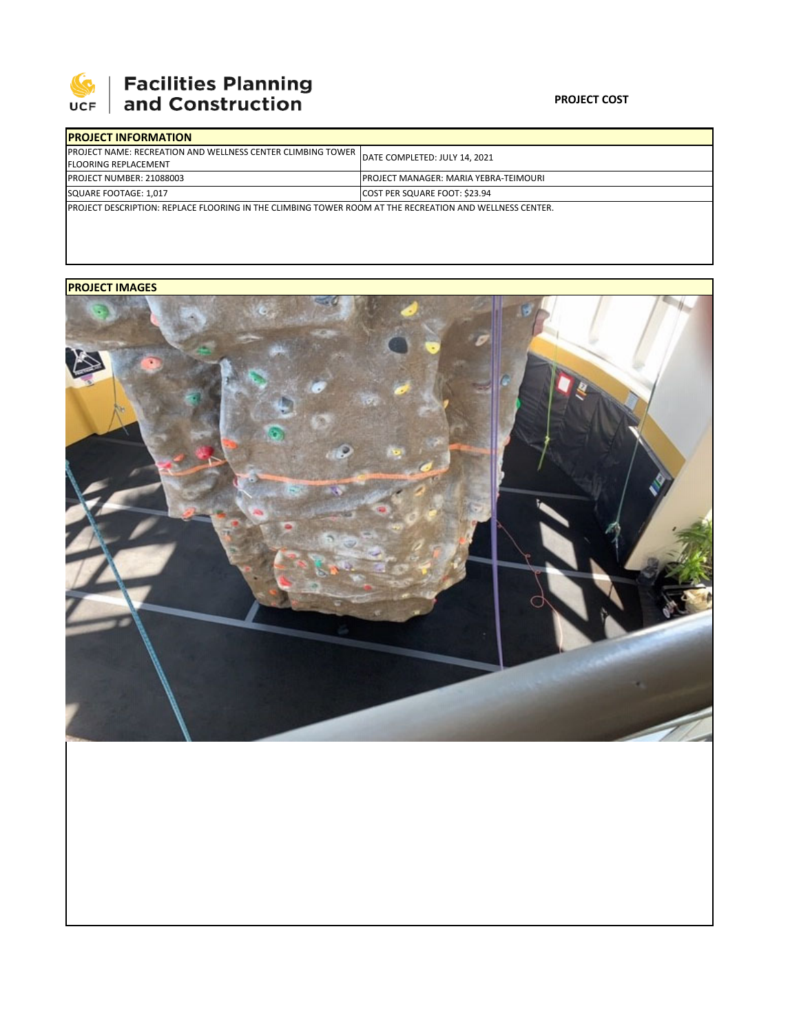Facilities Planning and Construction

**PROJECT COST**

## PROJECT INFORMATION

| | |
|---|---|
| PROJECT NAME: RECREATION AND WELLNESS CENTER CLIMBING TOWER FLOORING REPLACEMENT | DATE COMPLETED: JULY 14, 2021 |
| PROJECT NUMBER: 21088003 | PROJECT MANAGER: MARIA YEBRA-TEIMOURI |
| SQUARE FOOTAGE: 1,017 | COST PER SQUARE FOOT: $23.94 |

PROJECT DESCRIPTION: REPLACE FLOORING IN THE CLIMBING TOWER ROOM AT THE RECREATION AND WELLNESS CENTER.

## PROJECT IMAGES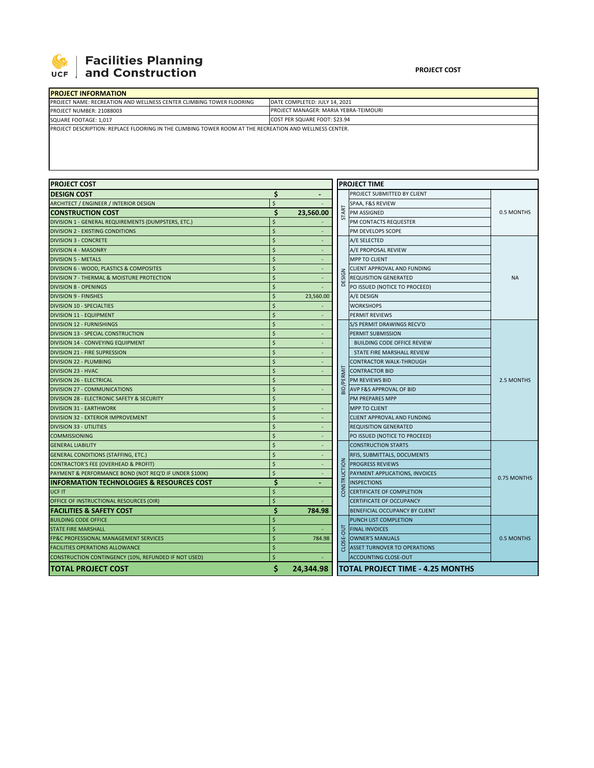**Facilities Planning and Construction**

**PROJECT COST**

| PROJECT INFORMATION | |
|---|---|
| PROJECT NAME: RECREATION AND WELLNESS CENTER CLIMBING TOWER FLOORING | DATE COMPLETED: JULY 14, 2021 |
| PROJECT NUMBER: 21088003 | PROJECT MANAGER: MARIA YEBRA-TEIMOURI |
| SQUARE FOOTAGE: 1,017 | COST PER SQUARE FOOT: $23.94 |
| PROJECT DESCRIPTION: REPLACE FLOORING IN THE CLIMBING TOWER ROOM AT THE RECREATION AND WELLNESS CENTER. | |

| PROJECT COST | |
|---|---|
| **DESIGN COST** | **$ -** |
| ARCHITECT / ENGINEER / INTERIOR DESIGN | $ - |
| **CONSTRUCTION COST** | **$ 23,560.00** |
| DIVISION 1 - GENERAL REQUIREMENTS (DUMPSTERS, ETC.) | $ - |
| DIVISION 2 - EXISTING CONDITIONS | $ - |
| DIVISION 3 - CONCRETE | $ - |
| DIVISION 4 - MASONRY | $ - |
| DIVISION 5 - METALS | $ - |
| DIVISION 6 - WOOD, PLASTICS & COMPOSITES | $ - |
| DIVISION 7 - THERMAL & MOISTURE PROTECTION | $ - |
| DIVISION 8 - OPENINGS | $ - |
| DIVISION 9 - FINISHES | $ 23,560.00 |
| DIVISION 10 - SPECIALTIES | $ - |
| DIVISION 11 - EQUIPMENT | $ - |
| DIVISION 12 - FURNISHINGS | $ - |
| DIVISION 13 - SPECIAL CONSTRUCTION | $ - |
| DIVISION 14 - CONVEYING EQUIPMENT | $ - |
| DIVISION 21 - FIRE SUPRESSION | $ - |
| DIVISION 22 - PLUMBING | $ - |
| DIVISION 23 - HVAC | $ - |
| DIVISION 26 - ELECTRICAL | $ |
| DIVISION 27 - COMMUNICATIONS | $ - |
| DIVISION 28 - ELECTRONIC SAFETY & SECURITY | $ |
| DIVISION 31 - EARTHWORK | $ - |
| DIVISION 32 - EXTERIOR IMPROVEMENT | $ - |
| DIVISION 33 - UTILITIES | $ - |
| COMMISSIONING | $ - |
| GENERAL LIABILITY | $ - |
| GENERAL CONDITIONS (STAFFING, ETC.) | $ - |
| CONTRACTOR'S FEE (OVERHEAD & PROFIT) | $ - |
| PAYMENT & PERFORMANCE BOND (NOT REQ'D IF UNDER $100K) | $ - |
| **INFORMATION TECHNOLOGIES & RESOURCES COST** | **$ -** |
| UCF IT | $ |
| OFFICE OF INSTRUCTIONAL RESOURCES (OIR) | $ - |
| **FACILITIES & SAFETY COST** | **$ 784.98** |
| BUILDING CODE OFFICE | $ |
| STATE FIRE MARSHALL | $ - |
| FP&C PROFESSIONAL MANAGEMENT SERVICES | $ 784.98 |
| FACILITIES OPERATIONS ALLOWANCE | $ |
| CONSTRUCTION CONTINGENCY (10%, REFUNDED IF NOT USED) | $ - |
| **TOTAL PROJECT COST** | **$ 24,344.98** |

| PROJECT TIME | | |
|---|---|---|
| START | PROJECT SUBMITTED BY CLIENT | 0.5 MONTHS |
| | SPAA, F&S REVIEW | |
| | PM ASSIGNED | |
| | PM CONTACTS REQUESTER | |
| | PM DEVELOPS SCOPE | |
| DESIGN | A/E SELECTED | NA |
| | A/E PROPOSAL REVIEW | |
| | MPP TO CLIENT | |
| | CLIENT APPROVAL AND FUNDING | |
| | REQUISITION GENERATED | |
| | PO ISSUED (NOTICE TO PROCEED) | |
| | A/E DESIGN | |
| | WORKSHOPS | |
| | PERMIT REVIEWS | |
| BID/PERMIT | S/S PERMIT DRAWINGS RECV'D | 2.5 MONTHS |
| | PERMIT SUBMISSION | |
| | BUILDING CODE OFFICE REVIEW | |
| | STATE FIRE MARSHALL REVIEW | |
| | CONTRACTOR WALK-THROUGH | |
| | CONTRACTOR BID | |
| | PM REVIEWS BID | |
| | AVP F&S APPROVAL OF BID | |
| | PM PREPARES MPP | |
| | MPP TO CLIENT | |
| | CLIENT APPROVAL AND FUNDING | |
| | REQUISITION GENERATED | |
| | PO ISSUED (NOTICE TO PROCEED) | |
| CONSTRUCTION | CONSTRUCTION STARTS | 0.75 MONTHS |
| | RFIS, SUBMITTALS, DOCUMENTS | |
| | PROGRESS REVIEWS | |
| | PAYMENT APPLICATIONS, INVOICES | |
| | INSPECTIONS | |
| | CERTIFICATE OF COMPLETION | |
| | CERTIFICATE OF OCCUPANCY | |
| | BENEFICIAL OCCUPANCY BY CLIENT | |
| CLOSE-OUT | PUNCH LIST COMPLETION | 0.5 MONTHS |
| | FINAL INVOICES | |
| | OWNER'S MANUALS | |
| | ASSET TURNOVER TO OPERATIONS | |
| | ACCOUNTING CLOSE-OUT | |
| **TOTAL PROJECT TIME - 4.25 MONTHS** | | |